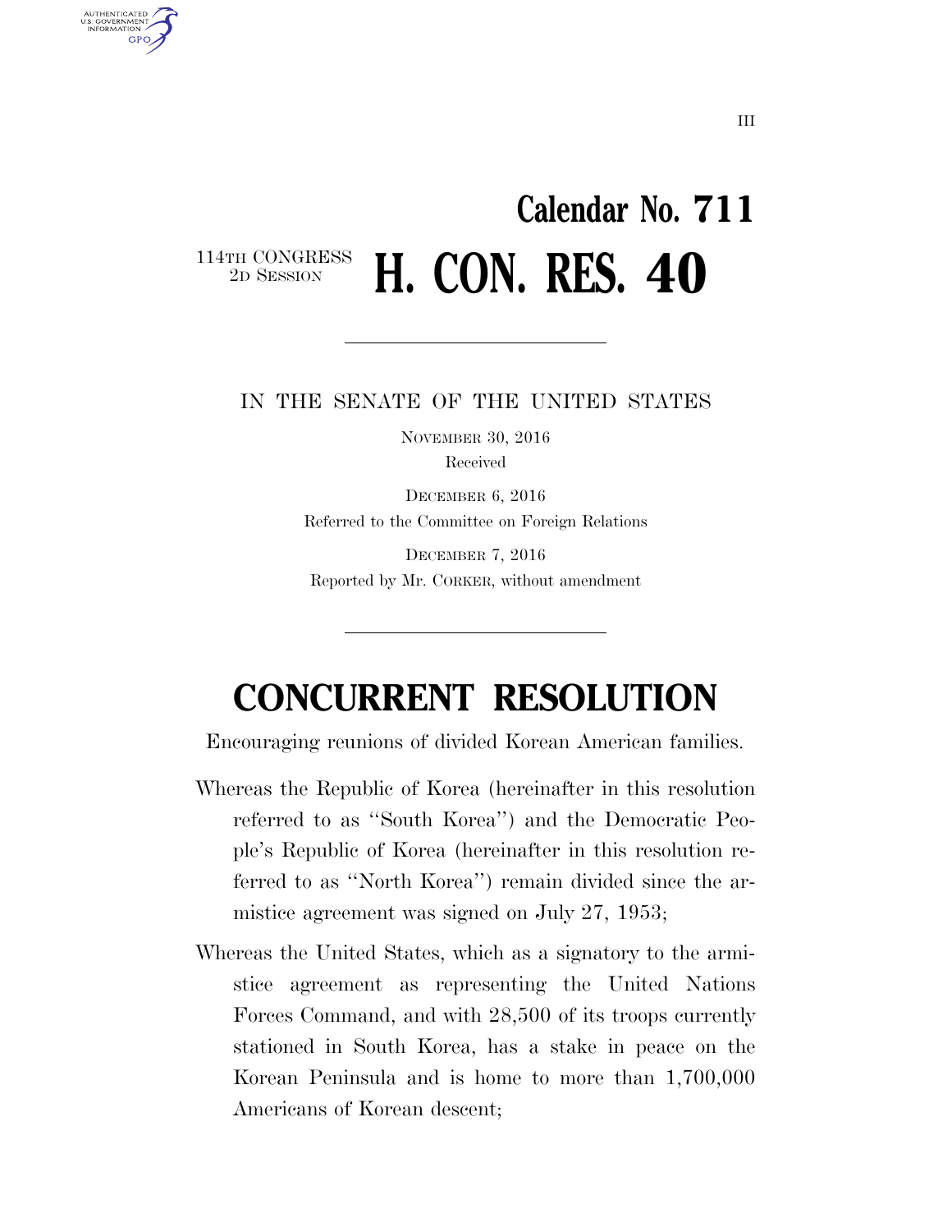# Calendar No. 711

114TH CONGRESS
2D SESSION

# H. CON. RES. 40

IN THE SENATE OF THE UNITED STATES

NOVEMBER 30, 2016
Received

DECEMBER 6, 2016
Referred to the Committee on Foreign Relations

DECEMBER 7, 2016
Reported by Mr. CORKER, without amendment

# CONCURRENT RESOLUTION

Encouraging reunions of divided Korean American families.

Whereas the Republic of Korea (hereinafter in this resolution referred to as "South Korea") and the Democratic People's Republic of Korea (hereinafter in this resolution referred to as "North Korea") remain divided since the armistice agreement was signed on July 27, 1953;

Whereas the United States, which as a signatory to the armistice agreement as representing the United Nations Forces Command, and with 28,500 of its troops currently stationed in South Korea, has a stake in peace on the Korean Peninsula and is home to more than 1,700,000 Americans of Korean descent;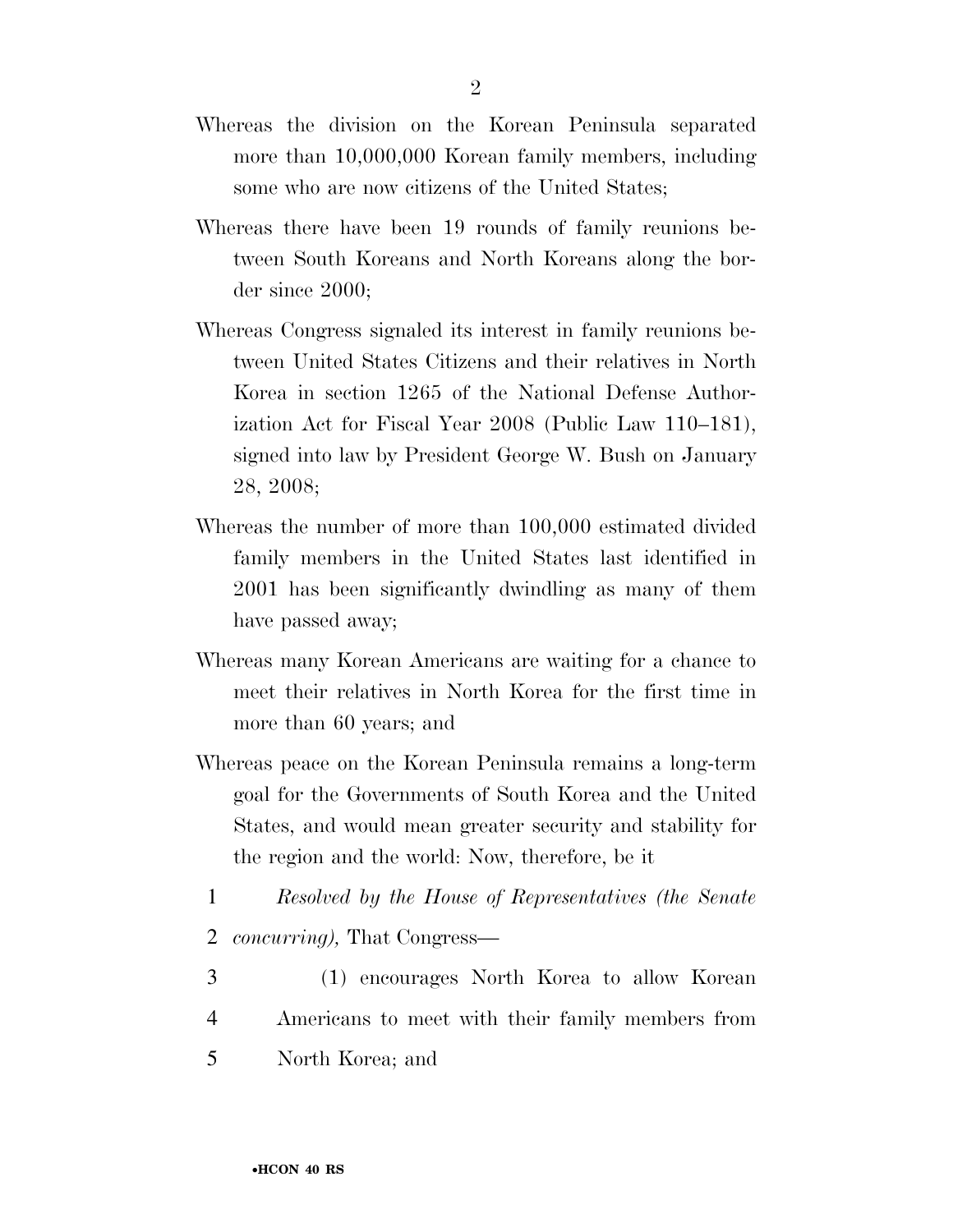Whereas the division on the Korean Peninsula separated more than 10,000,000 Korean family members, including some who are now citizens of the United States;

Whereas there have been 19 rounds of family reunions between South Koreans and North Koreans along the border since 2000;

Whereas Congress signaled its interest in family reunions between United States Citizens and their relatives in North Korea in section 1265 of the National Defense Authorization Act for Fiscal Year 2008 (Public Law 110–181), signed into law by President George W. Bush on January 28, 2008;

Whereas the number of more than 100,000 estimated divided family members in the United States last identified in 2001 has been significantly dwindling as many of them have passed away;

Whereas many Korean Americans are waiting for a chance to meet their relatives in North Korea for the first time in more than 60 years; and

Whereas peace on the Korean Peninsula remains a long-term goal for the Governments of South Korea and the United States, and would mean greater security and stability for the region and the world: Now, therefore, be it

1 *Resolved by the House of Representatives (the Senate*
2 *concurring),* That Congress—

3 (1) encourages North Korea to allow Korean
4 Americans to meet with their family members from
5 North Korea; and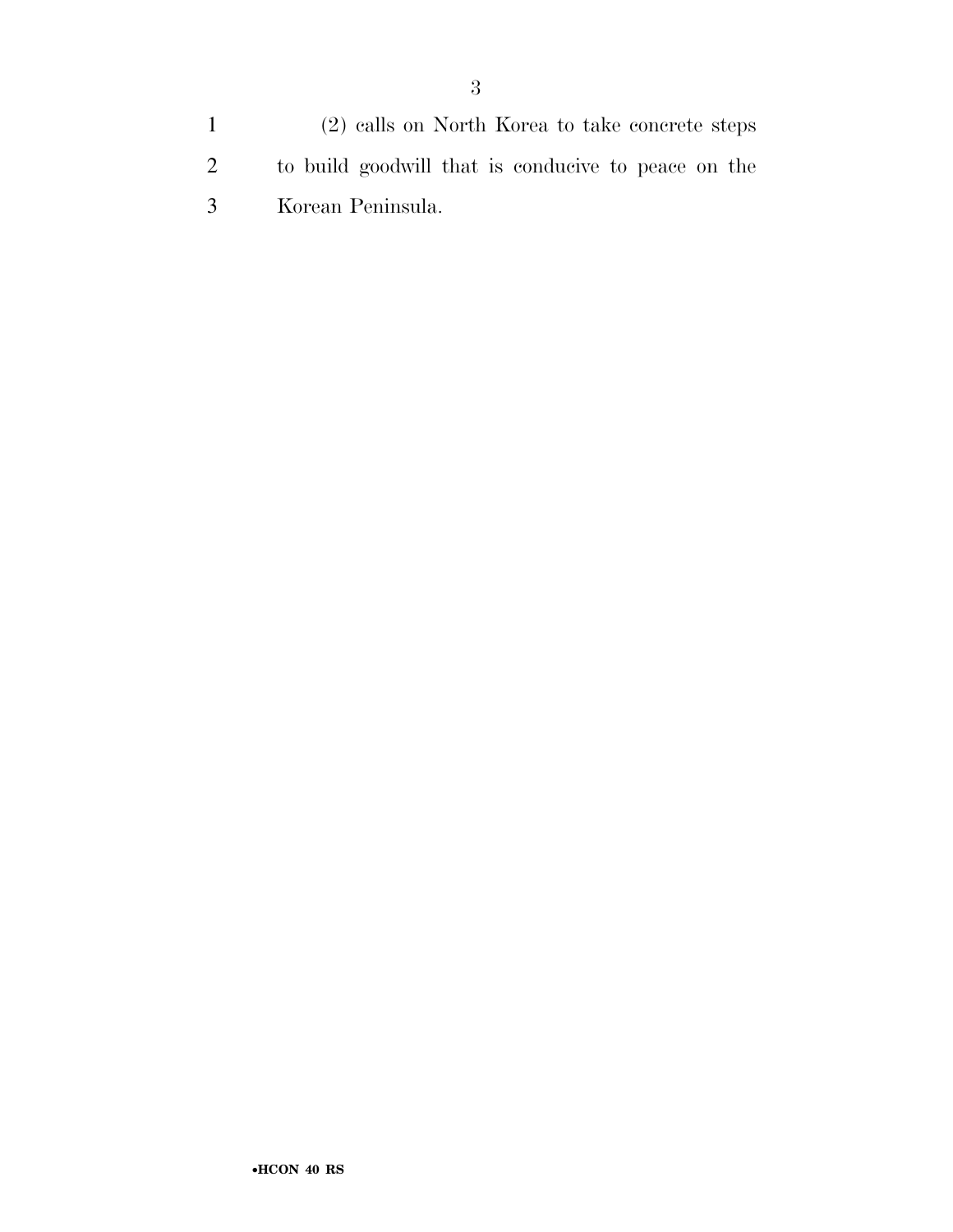(2) calls on North Korea to take concrete steps to build goodwill that is conducive to peace on the Korean Peninsula.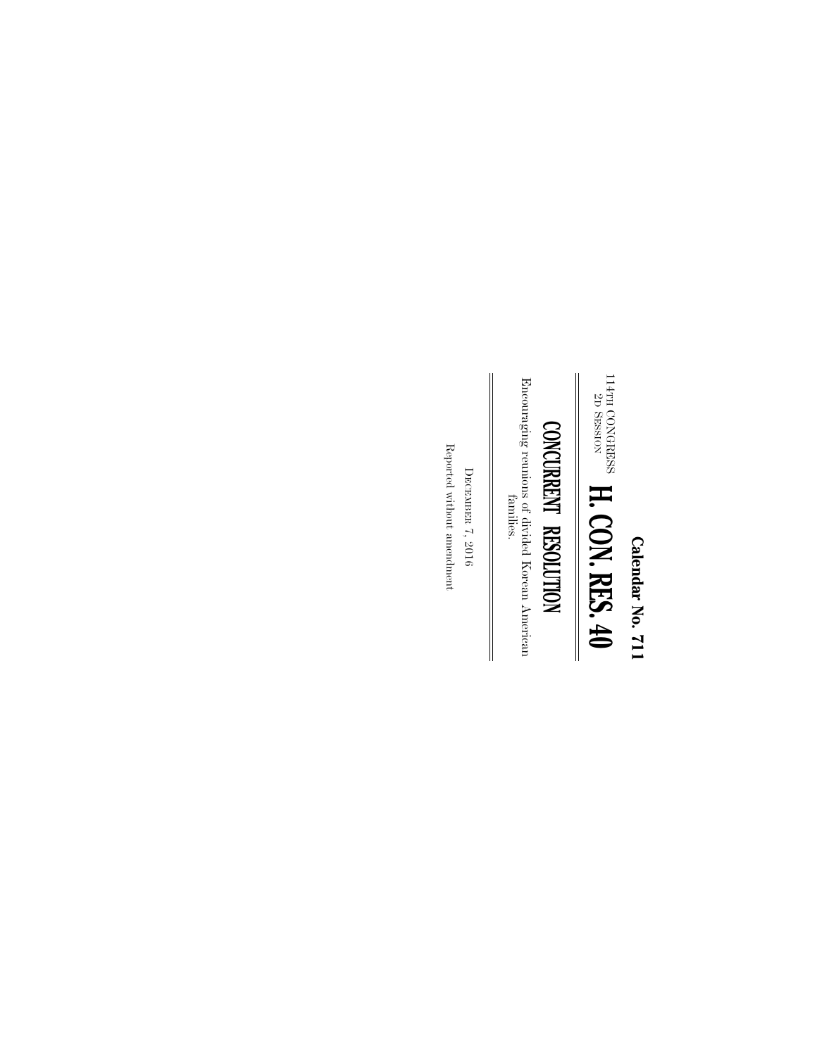Calendar No. 711

114TH CONGRESS
2D SESSION

# H. CON. RES. 40

## CONCURRENT RESOLUTION

Encouraging reunions of divided Korean American families.

DECEMBER 7, 2016

Reported without amendment